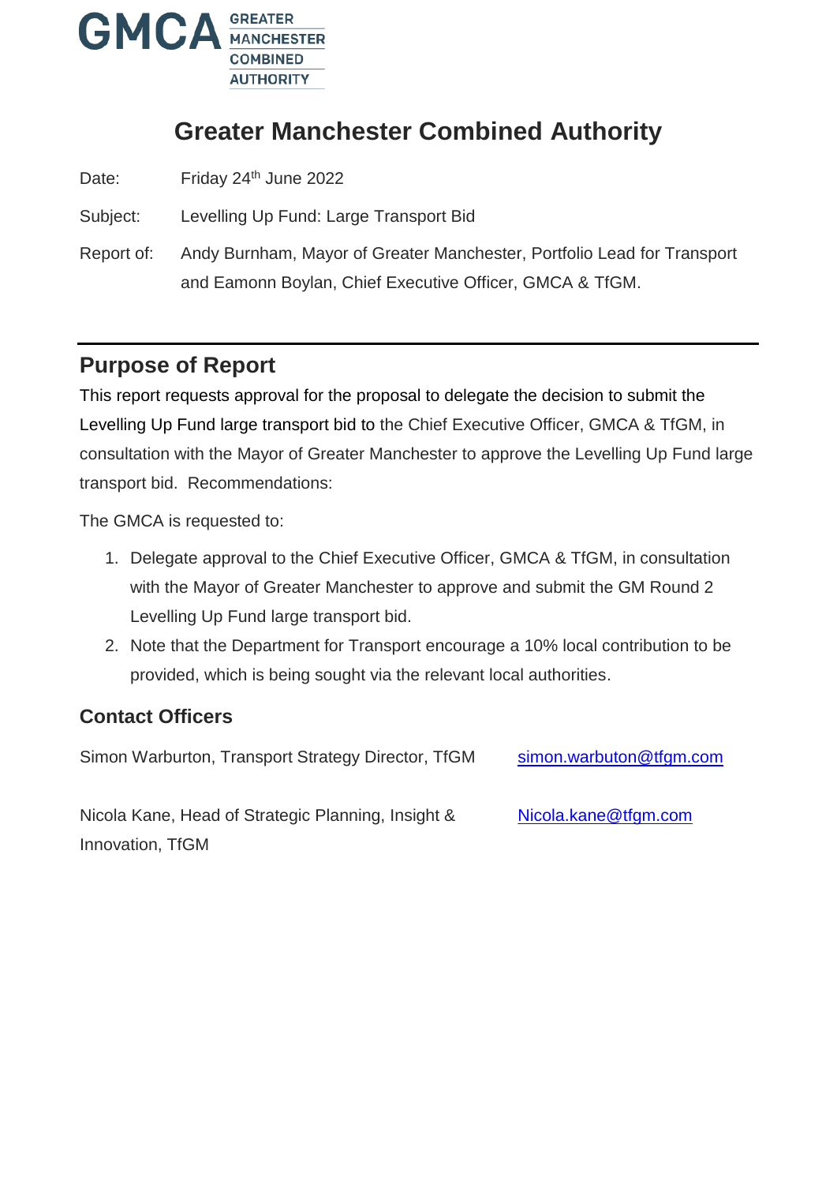GMCA GREATER MANCHESTER COMBINED AUTHORITY

# Greater Manchester Combined Authority

Date: Friday 24th June 2022

Subject: Levelling Up Fund: Large Transport Bid

Report of: Andy Burnham, Mayor of Greater Manchester, Portfolio Lead for Transport and Eamonn Boylan, Chief Executive Officer, GMCA & TfGM.

---

## Purpose of Report

This report requests approval for the proposal to delegate the decision to submit the Levelling Up Fund large transport bid to the Chief Executive Officer, GMCA & TfGM, in consultation with the Mayor of Greater Manchester to approve the Levelling Up Fund large transport bid. Recommendations:

The GMCA is requested to:

1. Delegate approval to the Chief Executive Officer, GMCA & TfGM, in consultation with the Mayor of Greater Manchester to approve and submit the GM Round 2 Levelling Up Fund large transport bid.
2. Note that the Department for Transport encourage a 10% local contribution to be provided, which is being sought via the relevant local authorities.

## Contact Officers

Simon Warburton, Transport Strategy Director, TfGM simon.warbuton@tfgm.com

Nicola Kane, Head of Strategic Planning, Insight & Innovation, TfGM Nicola.kane@tfgm.com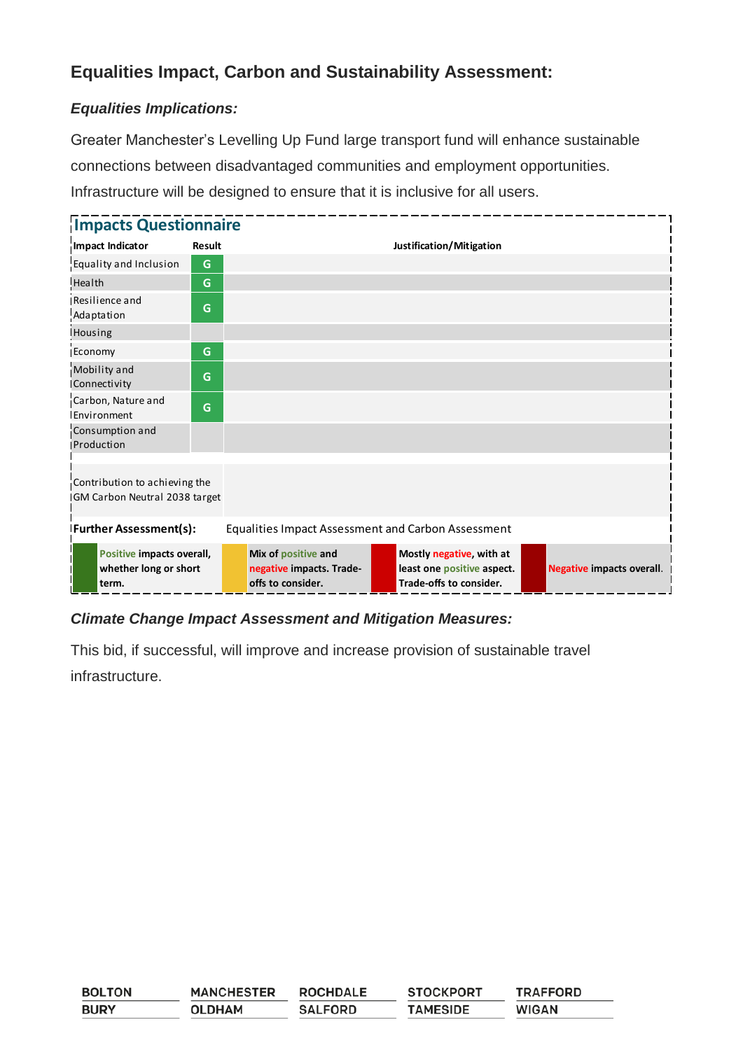## Equalities Impact, Carbon and Sustainability Assessment:

### *Equalities Implications:*

Greater Manchester's Levelling Up Fund large transport fund will enhance sustainable connections between disadvantaged communities and employment opportunities. Infrastructure will be designed to ensure that it is inclusive for all users.

**Impacts Questionnaire**

| Impact Indicator | Result | Justification/Mitigation |
|---|---|---|
| Equality and Inclusion | G | |
| Health | G | |
| Resilience and Adaptation | G | |
| Housing | | |
| Economy | G | |
| Mobility and Connectivity | G | |
| Carbon, Nature and Environment | G | |
| Consumption and Production | | |
| Contribution to achieving the GM Carbon Neutral 2038 target | | |
| **Further Assessment(s):** | Equalities Impact Assessment and Carbon Assessment | |

| Key | |
|---|---|
| Green | Positive impacts overall, whether long or short term. |
| Amber | Mix of positive and negative impacts. Trade-offs to consider. |
| Red | Mostly negative, with at least one positive aspect. Trade-offs to consider. |
| Dark red | Negative impacts overall. |

### *Climate Change Impact Assessment and Mitigation Measures:*

This bid, if successful, will improve and increase provision of sustainable travel infrastructure.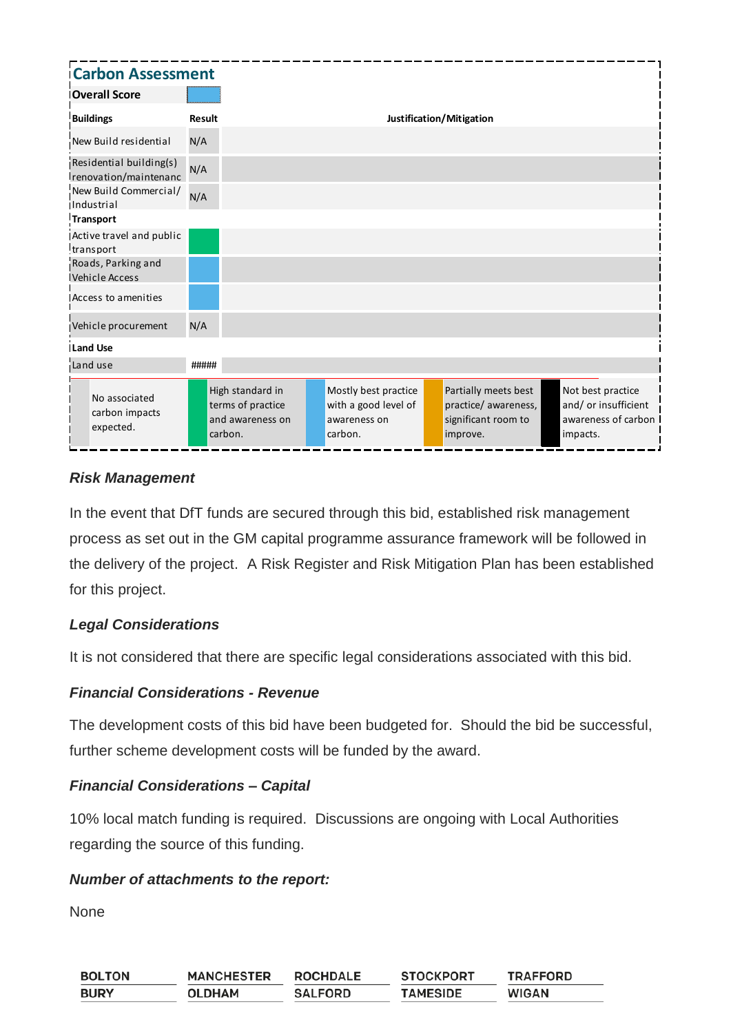## Carbon Assessment

| **Overall Score** | | |
|---|---|---|
| **Buildings** | **Result** | **Justification/Mitigation** |
| New Build residential | N/A | |
| Residential building(s) renovation/maintenanc | N/A | |
| New Build Commercial/ Industrial | N/A | |
| **Transport** | | |
| Active travel and public transport | | |
| Roads, Parking and Vehicle Access | | |
| Access to amenities | | |
| Vehicle procurement | N/A | |
| **Land Use** | | |
| Land use | ##### | |

| No associated carbon impacts expected. | High standard in terms of practice and awareness on carbon. | Mostly best practice with a good level of awareness on carbon. | Partially meets best practice/ awareness, significant room to improve. | Not best practice and/ or insufficient awareness of carbon impacts. |
|---|---|---|---|---|

### *Risk Management*

In the event that DfT funds are secured through this bid, established risk management process as set out in the GM capital programme assurance framework will be followed in the delivery of the project. A Risk Register and Risk Mitigation Plan has been established for this project.

### *Legal Considerations*

It is not considered that there are specific legal considerations associated with this bid.

### *Financial Considerations - Revenue*

The development costs of this bid have been budgeted for. Should the bid be successful, further scheme development costs will be funded by the award.

### *Financial Considerations – Capital*

10% local match funding is required. Discussions are ongoing with Local Authorities regarding the source of this funding.

### *Number of attachments to the report:*

None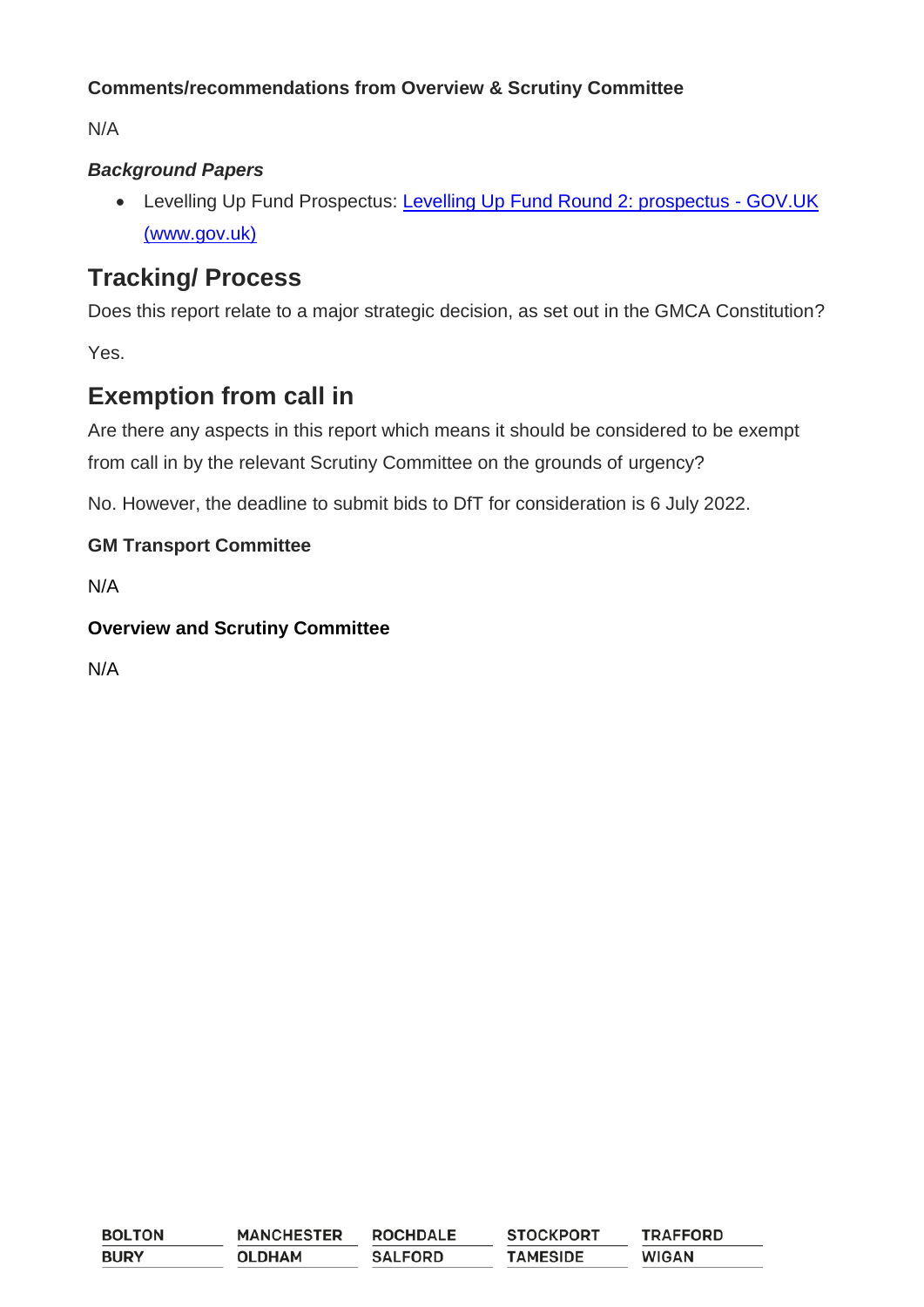**Comments/recommendations from Overview & Scrutiny Committee**

N/A

***Background Papers***

- Levelling Up Fund Prospectus: [Levelling Up Fund Round 2: prospectus - GOV.UK (www.gov.uk)]

## Tracking/ Process

Does this report relate to a major strategic decision, as set out in the GMCA Constitution?

Yes.

## Exemption from call in

Are there any aspects in this report which means it should be considered to be exempt from call in by the relevant Scrutiny Committee on the grounds of urgency?

No. However, the deadline to submit bids to DfT for consideration is 6 July 2022.

**GM Transport Committee**

N/A

**Overview and Scrutiny Committee**

N/A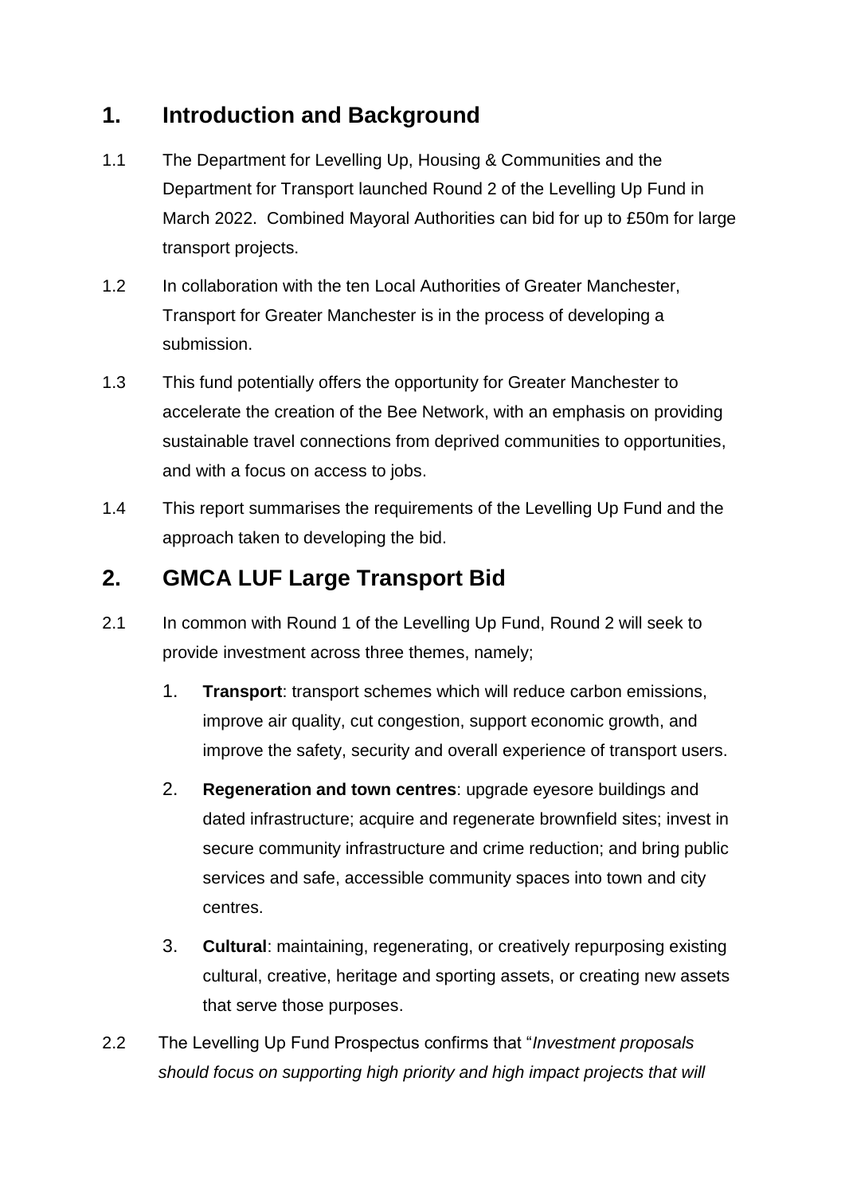## 1. Introduction and Background

1.1 The Department for Levelling Up, Housing & Communities and the Department for Transport launched Round 2 of the Levelling Up Fund in March 2022. Combined Mayoral Authorities can bid for up to £50m for large transport projects.

1.2 In collaboration with the ten Local Authorities of Greater Manchester, Transport for Greater Manchester is in the process of developing a submission.

1.3 This fund potentially offers the opportunity for Greater Manchester to accelerate the creation of the Bee Network, with an emphasis on providing sustainable travel connections from deprived communities to opportunities, and with a focus on access to jobs.

1.4 This report summarises the requirements of the Levelling Up Fund and the approach taken to developing the bid.

## 2. GMCA LUF Large Transport Bid

2.1 In common with Round 1 of the Levelling Up Fund, Round 2 will seek to provide investment across three themes, namely;

1. **Transport**: transport schemes which will reduce carbon emissions, improve air quality, cut congestion, support economic growth, and improve the safety, security and overall experience of transport users.
2. **Regeneration and town centres**: upgrade eyesore buildings and dated infrastructure; acquire and regenerate brownfield sites; invest in secure community infrastructure and crime reduction; and bring public services and safe, accessible community spaces into town and city centres.
3. **Cultural**: maintaining, regenerating, or creatively repurposing existing cultural, creative, heritage and sporting assets, or creating new assets that serve those purposes.

2.2 The Levelling Up Fund Prospectus confirms that "*Investment proposals should focus on supporting high priority and high impact projects that will*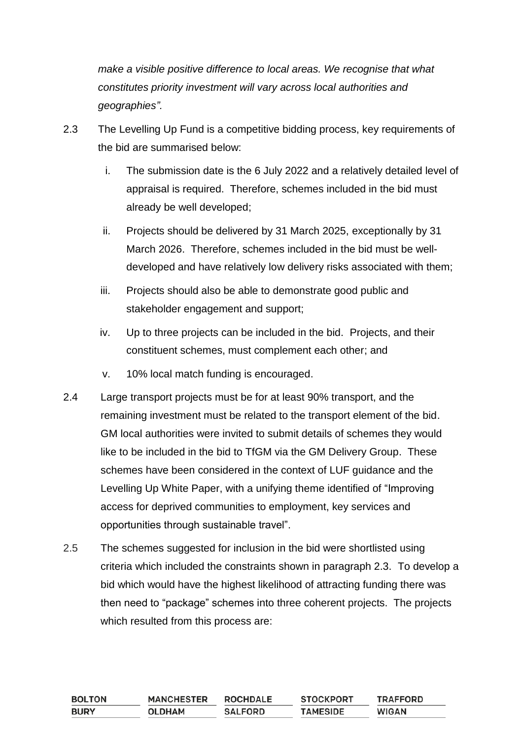*make a visible positive difference to local areas. We recognise that what constitutes priority investment will vary across local authorities and geographies".*

2.3 The Levelling Up Fund is a competitive bidding process, key requirements of the bid are summarised below:

i. The submission date is the 6 July 2022 and a relatively detailed level of appraisal is required. Therefore, schemes included in the bid must already be well developed;

ii. Projects should be delivered by 31 March 2025, exceptionally by 31 March 2026. Therefore, schemes included in the bid must be well-developed and have relatively low delivery risks associated with them;

iii. Projects should also be able to demonstrate good public and stakeholder engagement and support;

iv. Up to three projects can be included in the bid. Projects, and their constituent schemes, must complement each other; and

v. 10% local match funding is encouraged.

2.4 Large transport projects must be for at least 90% transport, and the remaining investment must be related to the transport element of the bid. GM local authorities were invited to submit details of schemes they would like to be included in the bid to TfGM via the GM Delivery Group. These schemes have been considered in the context of LUF guidance and the Levelling Up White Paper, with a unifying theme identified of "Improving access for deprived communities to employment, key services and opportunities through sustainable travel".

2.5 The schemes suggested for inclusion in the bid were shortlisted using criteria which included the constraints shown in paragraph 2.3. To develop a bid which would have the highest likelihood of attracting funding there was then need to "package" schemes into three coherent projects. The projects which resulted from this process are: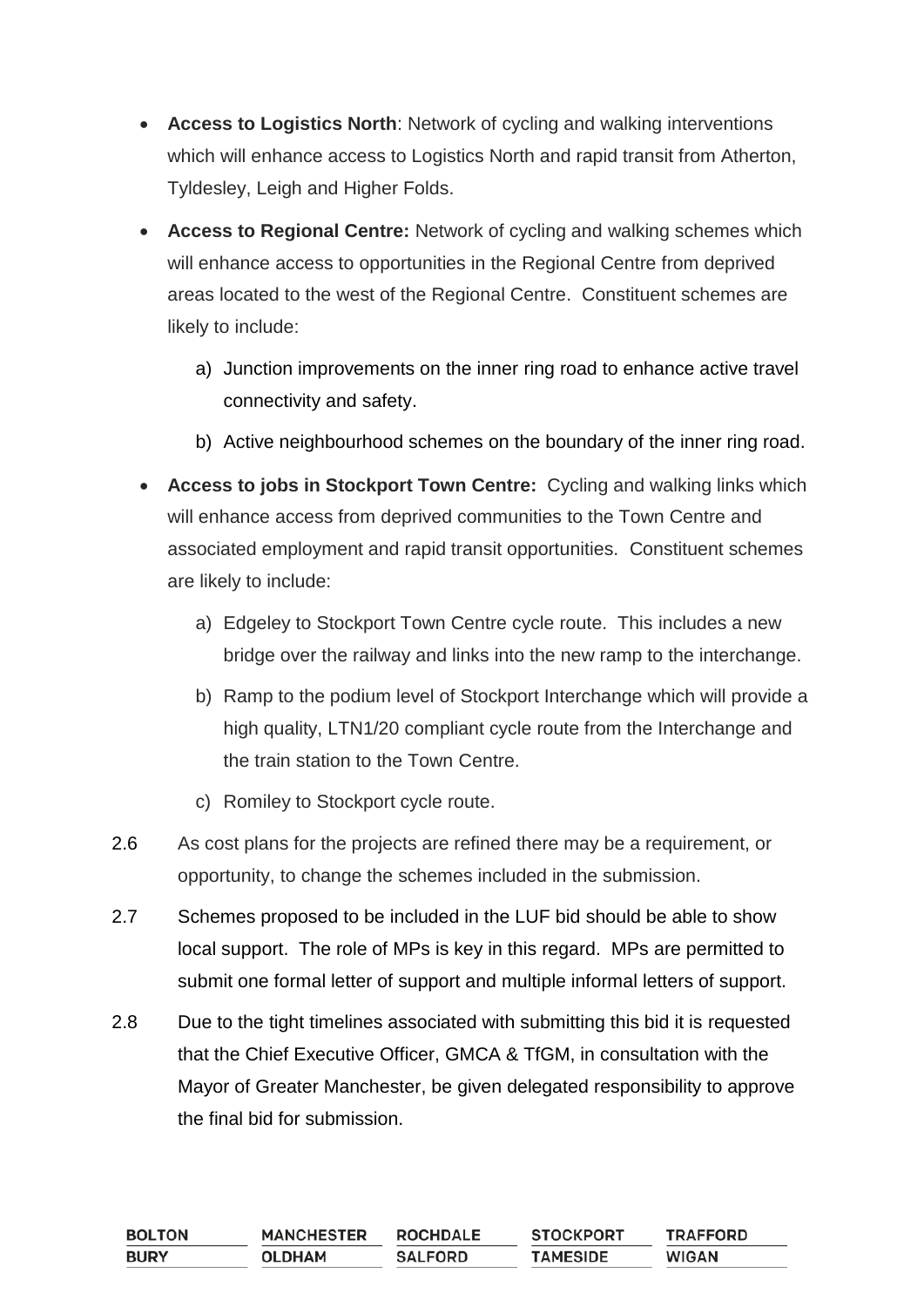- **Access to Logistics North**: Network of cycling and walking interventions which will enhance access to Logistics North and rapid transit from Atherton, Tyldesley, Leigh and Higher Folds.
- **Access to Regional Centre:** Network of cycling and walking schemes which will enhance access to opportunities in the Regional Centre from deprived areas located to the west of the Regional Centre. Constituent schemes are likely to include:
  - a) Junction improvements on the inner ring road to enhance active travel connectivity and safety.
  - b) Active neighbourhood schemes on the boundary of the inner ring road.
- **Access to jobs in Stockport Town Centre:** Cycling and walking links which will enhance access from deprived communities to the Town Centre and associated employment and rapid transit opportunities. Constituent schemes are likely to include:
  - a) Edgeley to Stockport Town Centre cycle route. This includes a new bridge over the railway and links into the new ramp to the interchange.
  - b) Ramp to the podium level of Stockport Interchange which will provide a high quality, LTN1/20 compliant cycle route from the Interchange and the train station to the Town Centre.
  - c) Romiley to Stockport cycle route.

2.6 As cost plans for the projects are refined there may be a requirement, or opportunity, to change the schemes included in the submission.

2.7 Schemes proposed to be included in the LUF bid should be able to show local support. The role of MPs is key in this regard. MPs are permitted to submit one formal letter of support and multiple informal letters of support.

2.8 Due to the tight timelines associated with submitting this bid it is requested that the Chief Executive Officer, GMCA & TfGM, in consultation with the Mayor of Greater Manchester, be given delegated responsibility to approve the final bid for submission.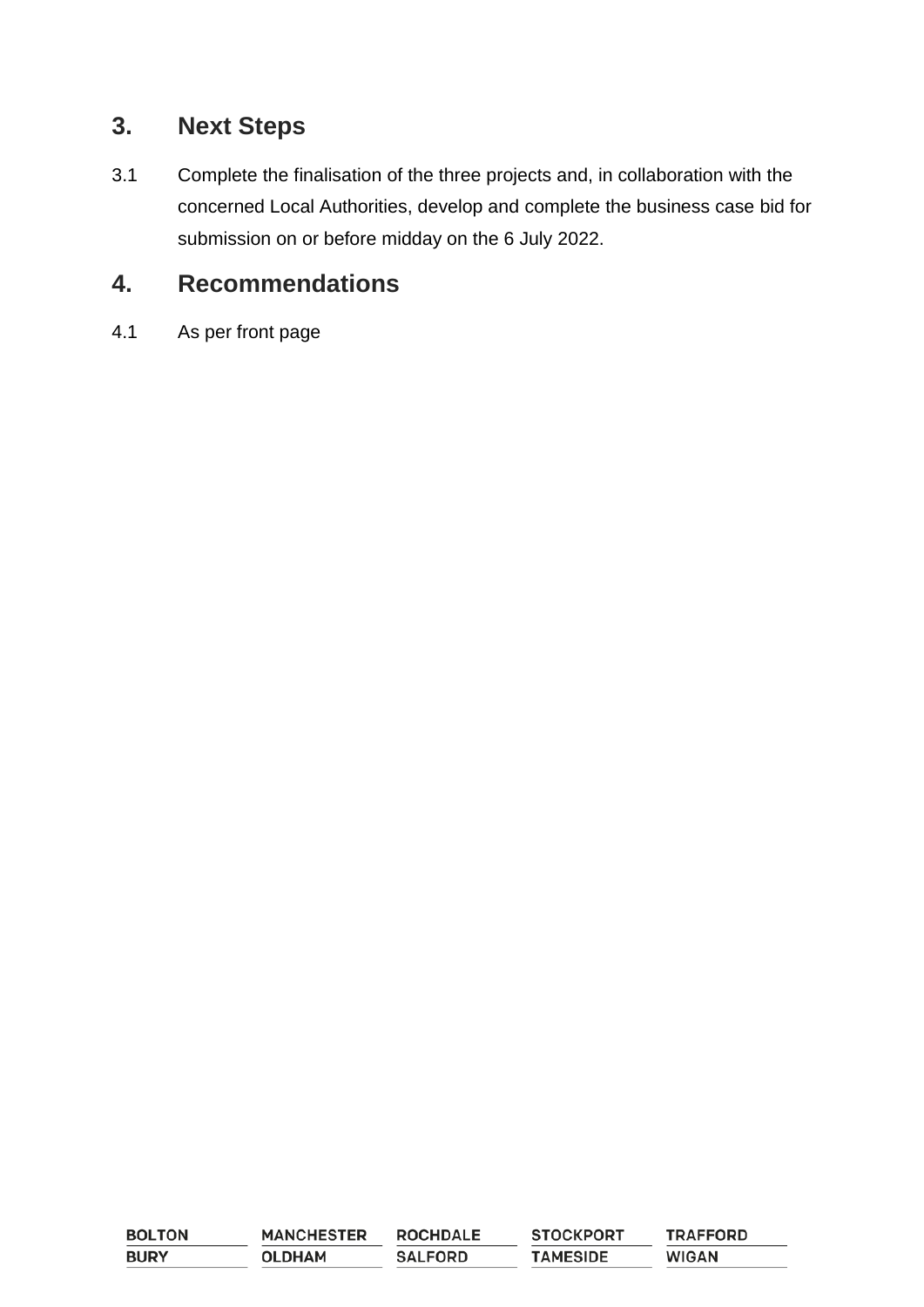## 3. Next Steps

3.1 Complete the finalisation of the three projects and, in collaboration with the concerned Local Authorities, develop and complete the business case bid for submission on or before midday on the 6 July 2022.

## 4. Recommendations

4.1 As per front page